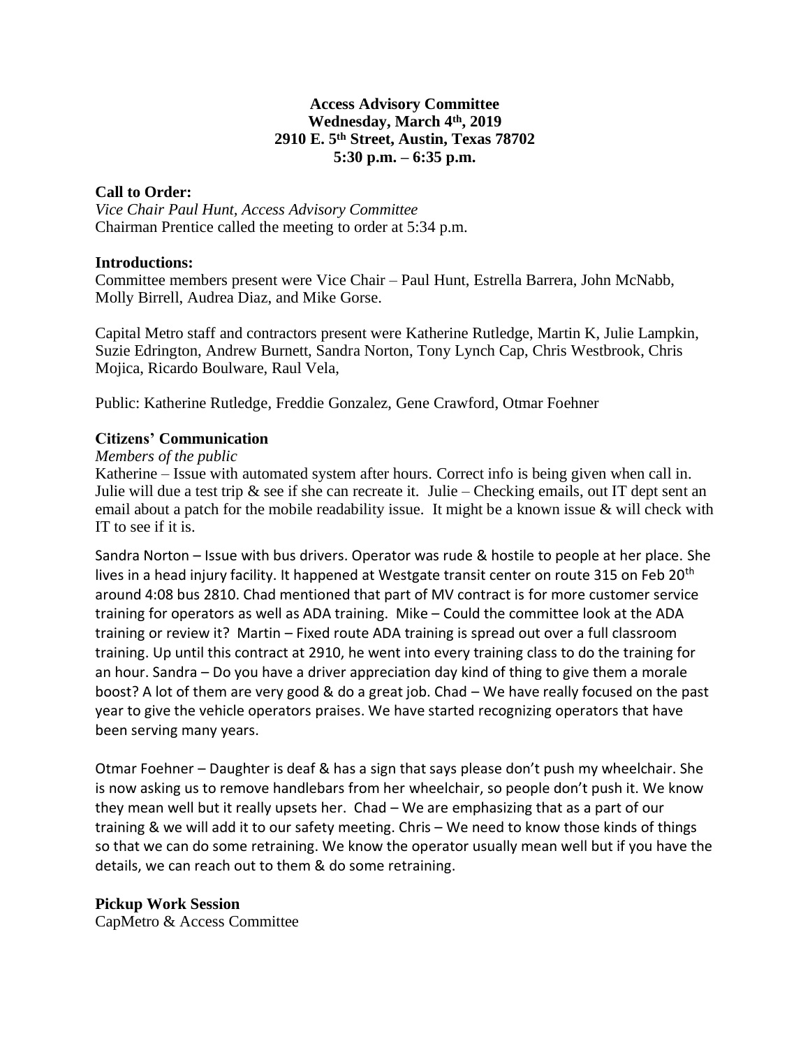**Access Advisory Committee**
**Wednesday, March 4th, 2019**
**2910 E. 5th Street, Austin, Texas 78702**
**5:30 p.m. – 6:35 p.m.**

**Call to Order:**
*Vice Chair Paul Hunt, Access Advisory Committee*
Chairman Prentice called the meeting to order at 5:34 p.m.

**Introductions:**
Committee members present were Vice Chair – Paul Hunt, Estrella Barrera, John McNabb, Molly Birrell, Audrea Diaz, and Mike Gorse.

Capital Metro staff and contractors present were Katherine Rutledge, Martin K, Julie Lampkin, Suzie Edrington, Andrew Burnett, Sandra Norton, Tony Lynch Cap, Chris Westbrook, Chris Mojica, Ricardo Boulware, Raul Vela,

Public: Katherine Rutledge, Freddie Gonzalez, Gene Crawford, Otmar Foehner

**Citizens' Communication**
*Members of the public*
Katherine – Issue with automated system after hours. Correct info is being given when call in. Julie will due a test trip & see if she can recreate it. Julie – Checking emails, out IT dept sent an email about a patch for the mobile readability issue. It might be a known issue & will check with IT to see if it is.

Sandra Norton – Issue with bus drivers. Operator was rude & hostile to people at her place. She lives in a head injury facility. It happened at Westgate transit center on route 315 on Feb 20th around 4:08 bus 2810. Chad mentioned that part of MV contract is for more customer service training for operators as well as ADA training. Mike – Could the committee look at the ADA training or review it? Martin – Fixed route ADA training is spread out over a full classroom training. Up until this contract at 2910, he went into every training class to do the training for an hour. Sandra – Do you have a driver appreciation day kind of thing to give them a morale boost? A lot of them are very good & do a great job. Chad – We have really focused on the past year to give the vehicle operators praises. We have started recognizing operators that have been serving many years.

Otmar Foehner – Daughter is deaf & has a sign that says please don't push my wheelchair. She is now asking us to remove handlebars from her wheelchair, so people don't push it. We know they mean well but it really upsets her. Chad – We are emphasizing that as a part of our training & we will add it to our safety meeting. Chris – We need to know those kinds of things so that we can do some retraining. We know the operator usually mean well but if you have the details, we can reach out to them & do some retraining.

**Pickup Work Session**
CapMetro & Access Committee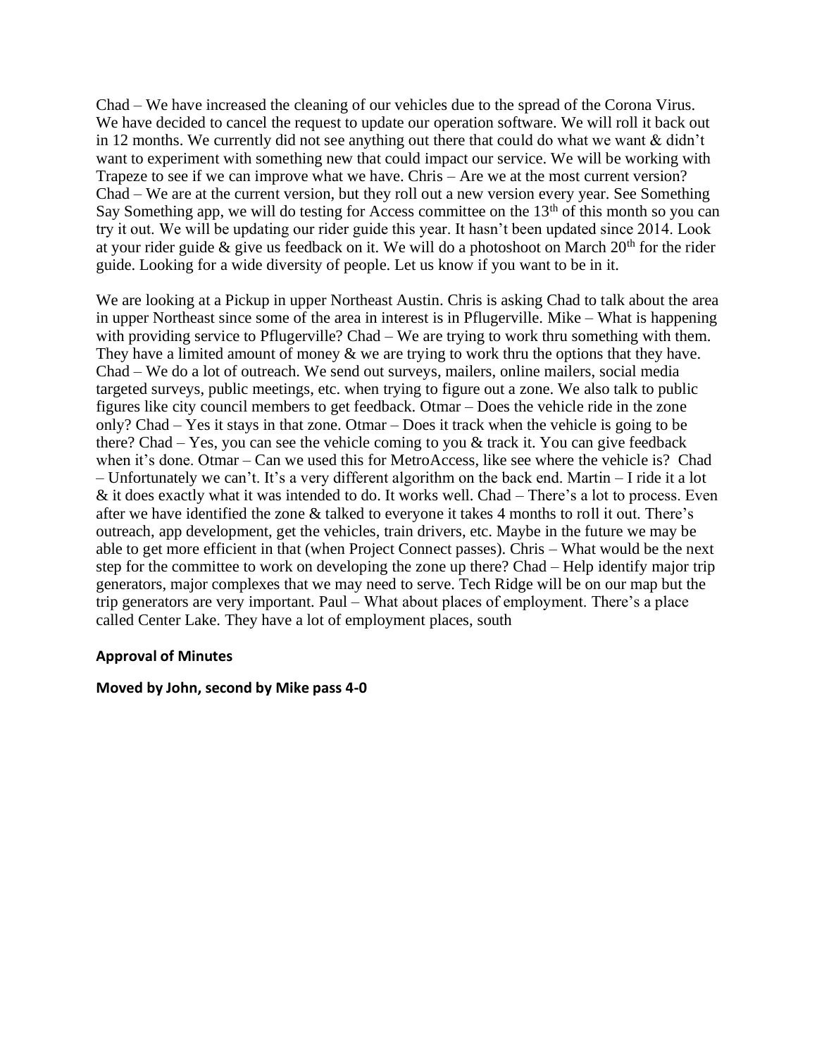Chad – We have increased the cleaning of our vehicles due to the spread of the Corona Virus. We have decided to cancel the request to update our operation software. We will roll it back out in 12 months. We currently did not see anything out there that could do what we want & didn't want to experiment with something new that could impact our service. We will be working with Trapeze to see if we can improve what we have. Chris – Are we at the most current version? Chad – We are at the current version, but they roll out a new version every year. See Something Say Something app, we will do testing for Access committee on the 13th of this month so you can try it out. We will be updating our rider guide this year. It hasn't been updated since 2014. Look at your rider guide & give us feedback on it. We will do a photoshoot on March 20th for the rider guide. Looking for a wide diversity of people. Let us know if you want to be in it.

We are looking at a Pickup in upper Northeast Austin. Chris is asking Chad to talk about the area in upper Northeast since some of the area in interest is in Pflugerville. Mike – What is happening with providing service to Pflugerville? Chad – We are trying to work thru something with them. They have a limited amount of money & we are trying to work thru the options that they have. Chad – We do a lot of outreach. We send out surveys, mailers, online mailers, social media targeted surveys, public meetings, etc. when trying to figure out a zone. We also talk to public figures like city council members to get feedback. Otmar – Does the vehicle ride in the zone only? Chad – Yes it stays in that zone. Otmar – Does it track when the vehicle is going to be there? Chad – Yes, you can see the vehicle coming to you & track it. You can give feedback when it's done. Otmar – Can we used this for MetroAccess, like see where the vehicle is? Chad – Unfortunately we can't. It's a very different algorithm on the back end. Martin – I ride it a lot & it does exactly what it was intended to do. It works well. Chad – There's a lot to process. Even after we have identified the zone & talked to everyone it takes 4 months to roll it out. There's outreach, app development, get the vehicles, train drivers, etc. Maybe in the future we may be able to get more efficient in that (when Project Connect passes). Chris – What would be the next step for the committee to work on developing the zone up there? Chad – Help identify major trip generators, major complexes that we may need to serve. Tech Ridge will be on our map but the trip generators are very important. Paul – What about places of employment. There's a place called Center Lake. They have a lot of employment places, south

**Approval of Minutes**

**Moved by John, second by Mike pass 4-0**